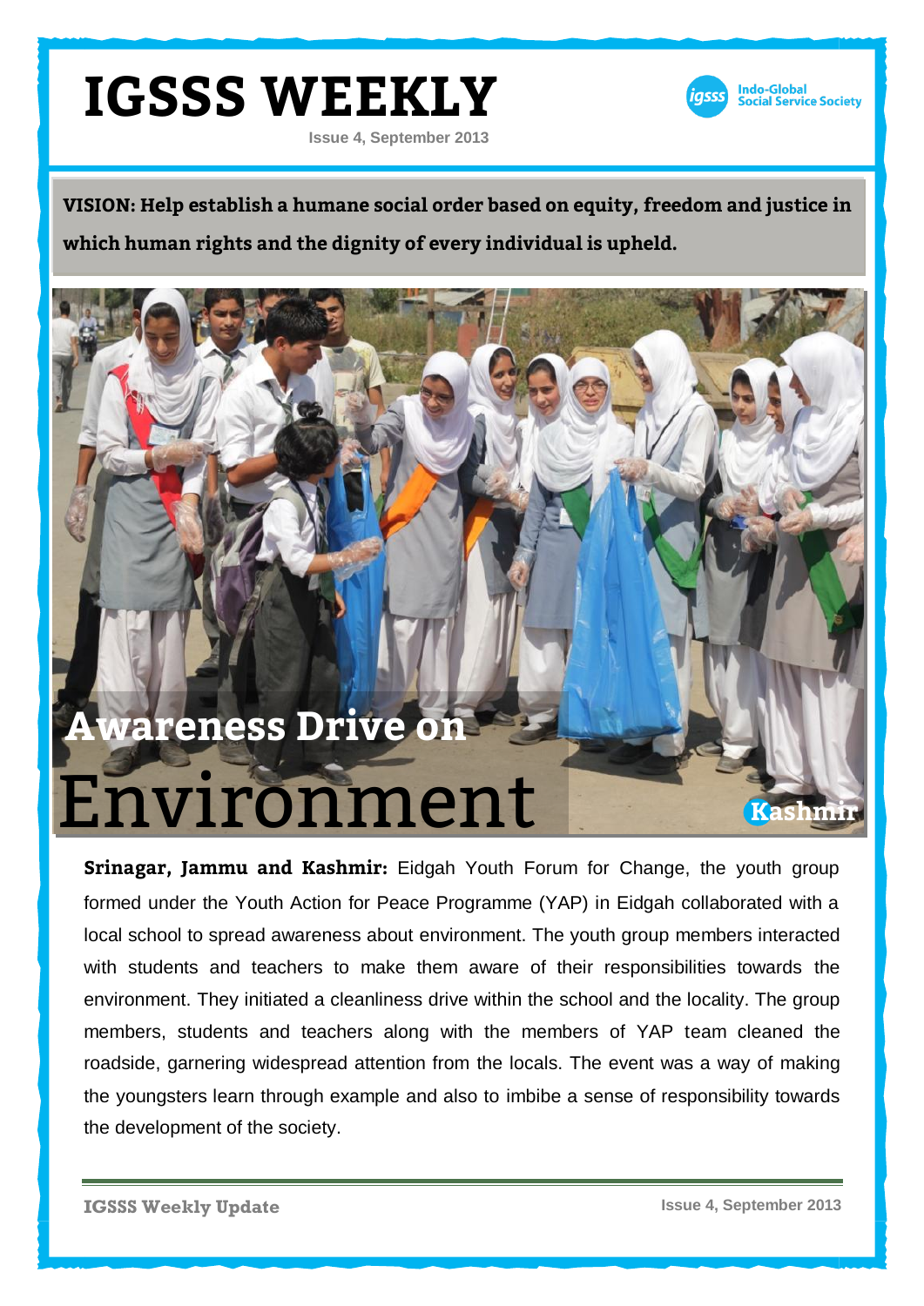# IGSSS WEEKLY

Issue 4, September 2013

Indo-Global Social Service Society

**VISION: Help establish a humane social order based on equity, freedom and justice in which human rights and the dignity of every individual is upheld.**

## Awareness Drive on Environment

Kashmir

**Srinagar, Jammu and Kashmir:** Eidgah Youth Forum for Change, the youth group formed under the Youth Action for Peace Programme (YAP) in Eidgah collaborated with a local school to spread awareness about environment. The youth group members interacted with students and teachers to make them aware of their responsibilities towards the environment. They initiated a cleanliness drive within the school and the locality. The group members, students and teachers along with the members of YAP team cleaned the roadside, garnering widespread attention from the locals. The event was a way of making the youngsters learn through example and also to imbibe a sense of responsibility towards the development of the society.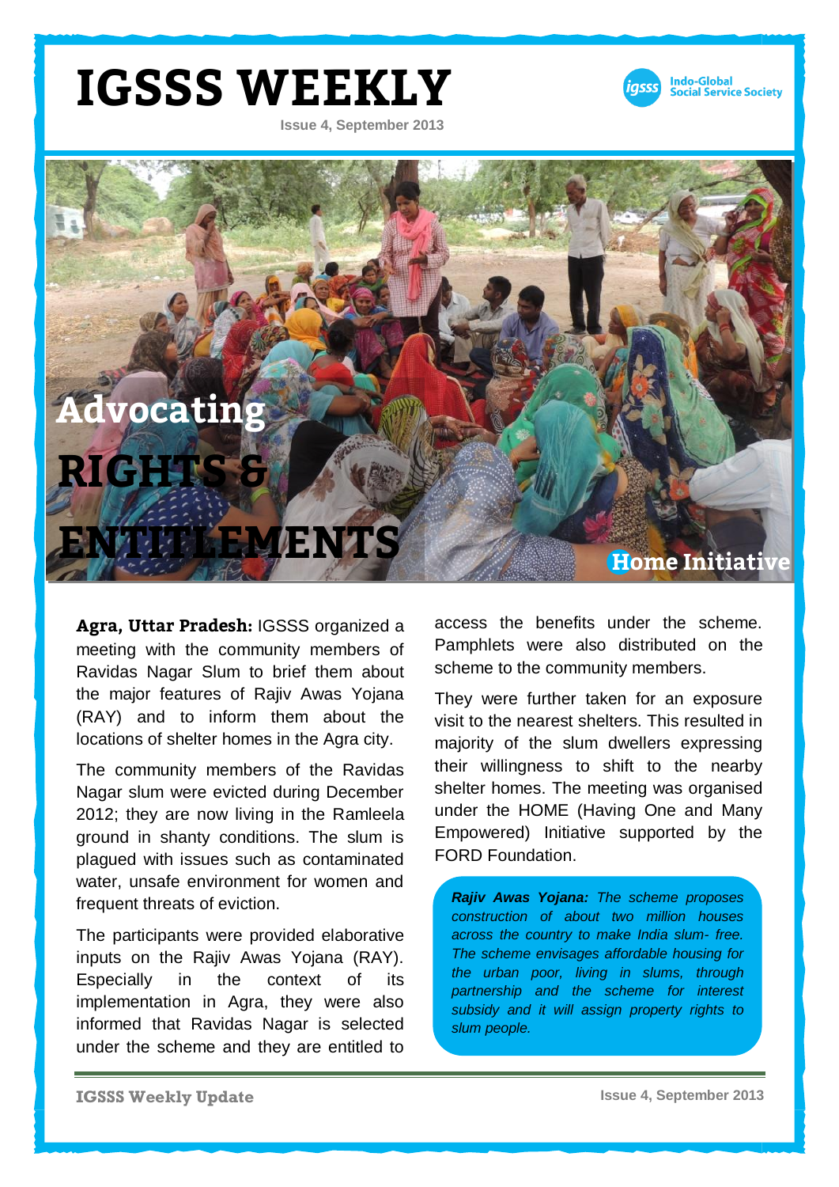# IGSSS WEEKLY

Issue 4, September 2013

## Advocating RIGHTS & ENTITLEMENTS

Home Initiative

**Agra, Uttar Pradesh:** IGSSS organized a meeting with the community members of Ravidas Nagar Slum to brief them about the major features of Rajiv Awas Yojana (RAY) and to inform them about the locations of shelter homes in the Agra city.

The community members of the Ravidas Nagar slum were evicted during December 2012; they are now living in the Ramleela ground in shanty conditions. The slum is plagued with issues such as contaminated water, unsafe environment for women and frequent threats of eviction.

The participants were provided elaborative inputs on the Rajiv Awas Yojana (RAY). Especially in the context of its implementation in Agra, they were also informed that Ravidas Nagar is selected under the scheme and they are entitled to access the benefits under the scheme. Pamphlets were also distributed on the scheme to the community members.

They were further taken for an exposure visit to the nearest shelters. This resulted in majority of the slum dwellers expressing their willingness to shift to the nearby shelter homes. The meeting was organised under the HOME (Having One and Many Empowered) Initiative supported by the FORD Foundation.

*__Rajiv Awas Yojana:__ The scheme proposes construction of about two million houses across the country to make India slum- free. The scheme envisages affordable housing for the urban poor, living in slums, through partnership and the scheme for interest subsidy and it will assign property rights to slum people.*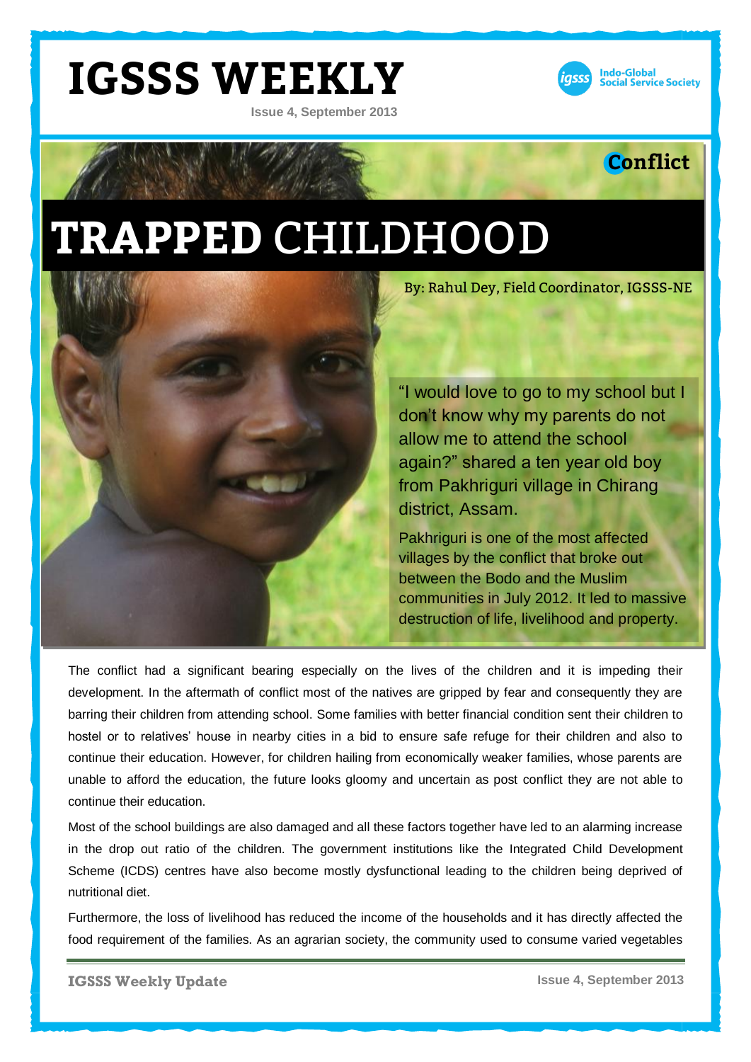# IGSSS WEEKLY

Issue 4, September 2013

Indo-Global Social Service Society

**Conflict**

# TRAPPED CHILDHOOD

By: Rahul Dey, Field Coordinator, IGSSS-NE

"I would love to go to my school but I don't know why my parents do not allow me to attend the school again?" shared a ten year old boy from Pakhriguri village in Chirang district, Assam.

Pakhriguri is one of the most affected villages by the conflict that broke out between the Bodo and the Muslim communities in July 2012. It led to massive destruction of life, livelihood and property.

The conflict had a significant bearing especially on the lives of the children and it is impeding their development. In the aftermath of conflict most of the natives are gripped by fear and consequently they are barring their children from attending school. Some families with better financial condition sent their children to hostel or to relatives' house in nearby cities in a bid to ensure safe refuge for their children and also to continue their education. However, for children hailing from economically weaker families, whose parents are unable to afford the education, the future looks gloomy and uncertain as post conflict they are not able to continue their education.

Most of the school buildings are also damaged and all these factors together have led to an alarming increase in the drop out ratio of the children. The government institutions like the Integrated Child Development Scheme (ICDS) centres have also become mostly dysfunctional leading to the children being deprived of nutritional diet.

Furthermore, the loss of livelihood has reduced the income of the households and it has directly affected the food requirement of the families. As an agrarian society, the community used to consume varied vegetables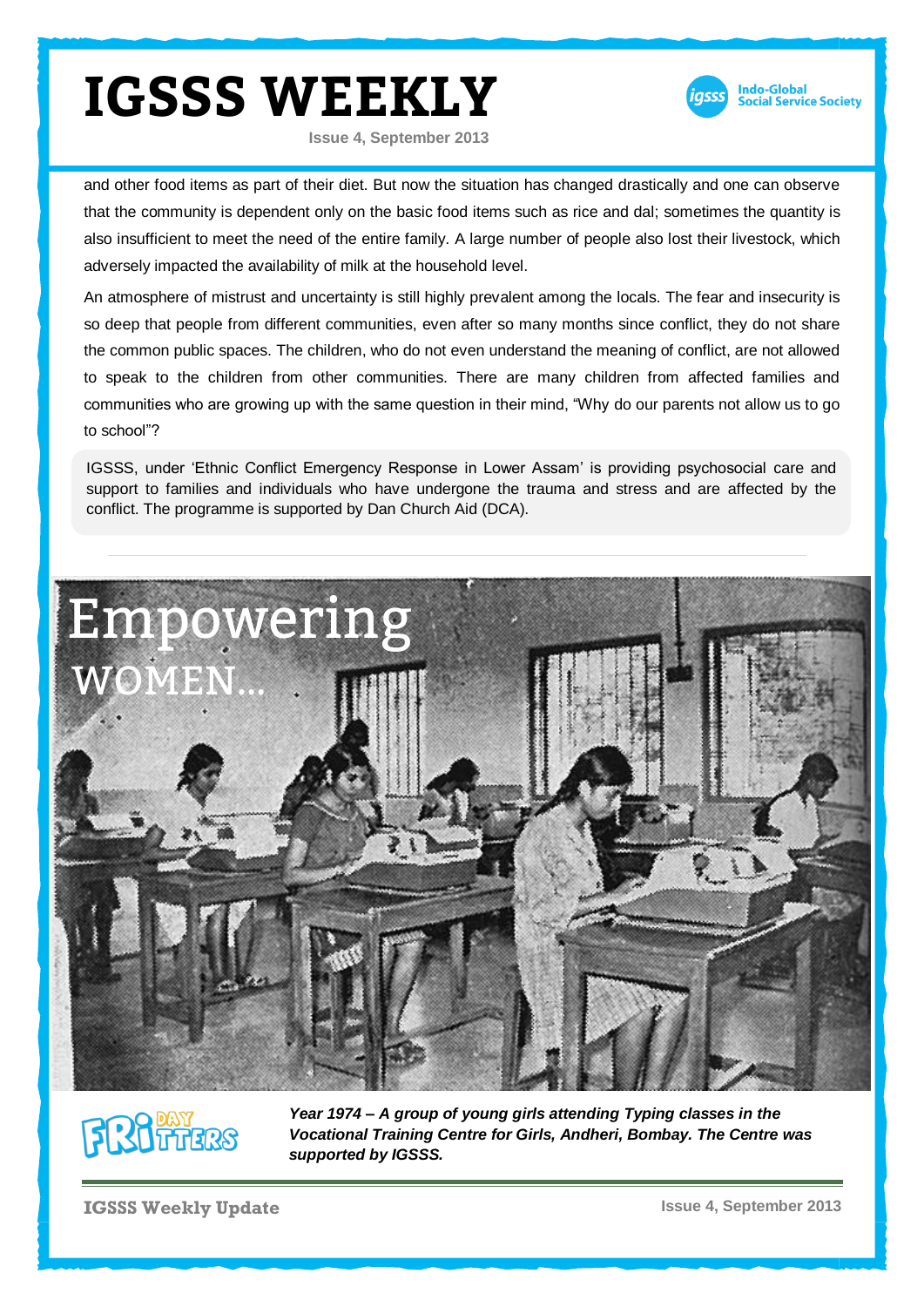and other food items as part of their diet. But now the situation has changed drastically and one can observe that the community is dependent only on the basic food items such as rice and dal; sometimes the quantity is also insufficient to meet the need of the entire family. A large number of people also lost their livestock, which adversely impacted the availability of milk at the household level.

An atmosphere of mistrust and uncertainty is still highly prevalent among the locals. The fear and insecurity is so deep that people from different communities, even after so many months since conflict, they do not share the common public spaces. The children, who do not even understand the meaning of conflict, are not allowed to speak to the children from other communities. There are many children from affected families and communities who are growing up with the same question in their mind, "Why do our parents not allow us to go to school"?

IGSSS, under 'Ethnic Conflict Emergency Response in Lower Assam' is providing psychosocial care and support to families and individuals who have undergone the trauma and stress and are affected by the conflict. The programme is supported by Dan Church Aid (DCA).

---

## Empowering WOMEN...

FRIDAY FRITTERS

***Year 1974 – A group of young girls attending Typing classes in the Vocational Training Centre for Girls, Andheri, Bombay. The Centre was supported by IGSSS.***